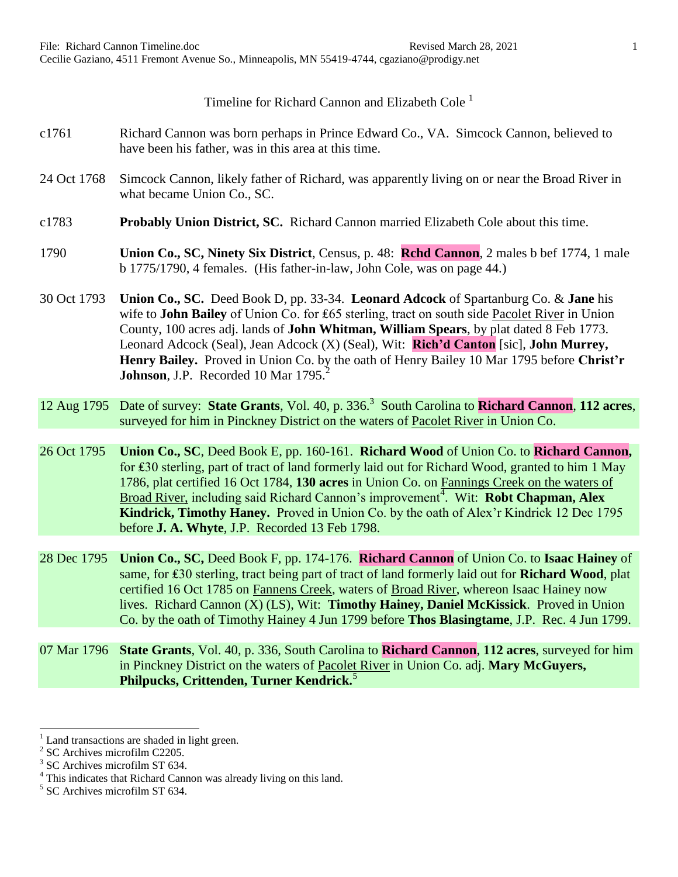Timeline for Richard Cannon and Elizabeth Cole [1]

c1761 Richard Cannon was born perhaps in Prince Edward Co., VA. Simcock Cannon, believed to have been his father, was in this area at this time.

24 Oct 1768 Simcock Cannon, likely father of Richard, was apparently living on or near the Broad River in what became Union Co., SC.

c1783 **Probably Union District, SC.** Richard Cannon married Elizabeth Cole about this time.

1790 **Union Co., SC, Ninety Six District**, Census, p. 48: **Rchd Cannon**, 2 males b bef 1774, 1 male b 1775/1790, 4 females. (His father-in-law, John Cole, was on page 44.)

30 Oct 1793 **Union Co., SC.** Deed Book D, pp. 33-34. **Leonard Adcock** of Spartanburg Co. & **Jane** his wife to **John Bailey** of Union Co. for ₤65 sterling, tract on south side Pacolet River in Union County, 100 acres adj. lands of **John Whitman, William Spears**, by plat dated 8 Feb 1773. Leonard Adcock (Seal), Jean Adcock (X) (Seal), Wit: **Rich'd Canton** [sic], **John Murrey, Henry Bailey.** Proved in Union Co. by the oath of Henry Bailey 10 Mar 1795 before **Christ'r Johnson**, J.P. Recorded 10 Mar 1795.[2]

12 Aug 1795 Date of survey: **State Grants**, Vol. 40, p. 336.[3] South Carolina to **Richard Cannon**, **112 acres**, surveyed for him in Pinckney District on the waters of Pacolet River in Union Co.

26 Oct 1795 **Union Co., SC**, Deed Book E, pp. 160-161. **Richard Wood** of Union Co. to **Richard Cannon,** for ₤30 sterling, part of tract of land formerly laid out for Richard Wood, granted to him 1 May 1786, plat certified 16 Oct 1784, **130 acres** in Union Co. on Fannings Creek on the waters of Broad River, including said Richard Cannon's improvement[4]. Wit: **Robt Chapman, Alex Kindrick, Timothy Haney.** Proved in Union Co. by the oath of Alex'r Kindrick 12 Dec 1795 before **J. A. Whyte**, J.P. Recorded 13 Feb 1798.

28 Dec 1795 **Union Co., SC,** Deed Book F, pp. 174-176. **Richard Cannon** of Union Co. to **Isaac Hainey** of same, for ₤30 sterling, tract being part of tract of land formerly laid out for **Richard Wood**, plat certified 16 Oct 1785 on Fannens Creek, waters of Broad River, whereon Isaac Hainey now lives. Richard Cannon (X) (LS), Wit: **Timothy Hainey, Daniel McKissick**. Proved in Union Co. by the oath of Timothy Hainey 4 Jun 1799 before **Thos Blasingtame**, J.P. Rec. 4 Jun 1799.

07 Mar 1796 **State Grants**, Vol. 40, p. 336, South Carolina to **Richard Cannon**, **112 acres**, surveyed for him in Pinckney District on the waters of Pacolet River in Union Co. adj. **Mary McGuyers, Philpucks, Crittenden, Turner Kendrick.**[5]

---

[1] Land transactions are shaded in light green.
[2] SC Archives microfilm C2205.
[3] SC Archives microfilm ST 634.
[4] This indicates that Richard Cannon was already living on this land.
[5] SC Archives microfilm ST 634.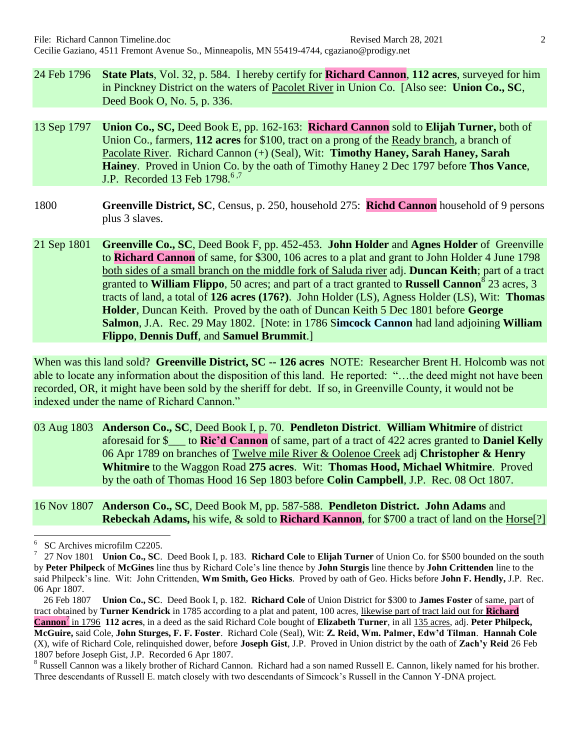24 Feb 1796 **State Plats**, Vol. 32, p. 584. I hereby certify for **Richard Cannon**, **112 acres**, surveyed for him in Pinckney District on the waters of Pacolet River in Union Co. [Also see: **Union Co., SC**, Deed Book O, No. 5, p. 336.

13 Sep 1797 **Union Co., SC,** Deed Book E, pp. 162-163: **Richard Cannon** sold to **Elijah Turner,** both of Union Co., farmers, **112 acres** for $100, tract on a prong of the Ready branch, a branch of Pacolate River. Richard Cannon (+) (Seal), Wit: **Timothy Haney, Sarah Haney, Sarah Hainey**. Proved in Union Co. by the oath of Timothy Haney 2 Dec 1797 before **Thos Vance**, J.P. Recorded 13 Feb 1798.[6,7]

1800 **Greenville District, SC**, Census, p. 250, household 275: **Richd Cannon** household of 9 persons plus 3 slaves.

21 Sep 1801 **Greenville Co., SC**, Deed Book F, pp. 452-453. **John Holder** and **Agnes Holder** of Greenville to **Richard Cannon** of same, for $300, 106 acres to a plat and grant to John Holder 4 June 1798 both sides of a small branch on the middle fork of Saluda river adj. **Duncan Keith**; part of a tract granted to **William Flippo**, 50 acres; and part of a tract granted to **Russell Cannon**[8] 23 acres, 3 tracts of land, a total of **126 acres (176?)**. John Holder (LS), Agness Holder (LS), Wit: **Thomas Holder**, Duncan Keith. Proved by the oath of Duncan Keith 5 Dec 1801 before **George Salmon**, J.A. Rec. 29 May 1802. [Note: in 1786 S**imcock Cannon** had land adjoining **William Flippo**, **Dennis Duff**, and **Samuel Brummit**.]

When was this land sold? **Greenville District, SC -- 126 acres** NOTE: Researcher Brent H. Holcomb was not able to locate any information about the disposition of this land. He reported: "…the deed might not have been recorded, OR, it might have been sold by the sheriff for debt. If so, in Greenville County, it would not be indexed under the name of Richard Cannon."

03 Aug 1803 **Anderson Co., SC**, Deed Book I, p. 70. **Pendleton District**. **William Whitmire** of district aforesaid for $___ to **Ric'd Cannon** of same, part of a tract of 422 acres granted to **Daniel Kelly** 06 Apr 1789 on branches of Twelve mile River & Oolenoe Creek adj **Christopher & Henry Whitmire** to the Waggon Road **275 acres**. Wit: **Thomas Hood, Michael Whitmire**. Proved by the oath of Thomas Hood 16 Sep 1803 before **Colin Campbell**, J.P. Rec. 08 Oct 1807.

16 Nov 1807 **Anderson Co., SC**, Deed Book M, pp. 587-588. **Pendleton District. John Adams** and **Rebeckah Adams,** his wife, & sold to **Richard Kannon**, for $700 a tract of land on the Horse[?]

---

[6] SC Archives microfilm C2205.

[7] 27 Nov 1801 **Union Co., SC**. Deed Book I, p. 183. **Richard Cole** to **Elijah Turner** of Union Co. for $500 bounded on the south by **Peter Philpeck** of **McGines** line thus by Richard Cole's line thence by **John Sturgis** line thence by **John Crittenden** line to the said Philpeck's line. Wit: John Crittenden, **Wm Smith, Geo Hicks**. Proved by oath of Geo. Hicks before **John F. Hendly,** J.P. Rec. 06 Apr 1807.

26 Feb 1807 **Union Co., SC**. Deed Book I, p. 182. **Richard Cole** of Union District for $300 to **James Foster** of same, part of tract obtained by **Turner Kendrick** in 1785 according to a plat and patent, 100 acres, likewise part of tract laid out for **Richard Cannon**[7] in 1796 **112 acres**, in a deed as the said Richard Cole bought of **Elizabeth Turner**, in all 135 acres, adj. **Peter Philpeck, McGuire,** said Cole, **John Sturges, F. F. Foster**. Richard Cole (Seal), Wit: **Z. Reid, Wm. Palmer, Edw'd Tilman**. **Hannah Cole** (X), wife of Richard Cole, relinquished dower, before **Joseph Gist**, J.P. Proved in Union district by the oath of **Zach'y Reid** 26 Feb 1807 before Joseph Gist, J.P. Recorded 6 Apr 1807.

[8] Russell Cannon was a likely brother of Richard Cannon. Richard had a son named Russell E. Cannon, likely named for his brother. Three descendants of Russell E. match closely with two descendants of Simcock's Russell in the Cannon Y-DNA project.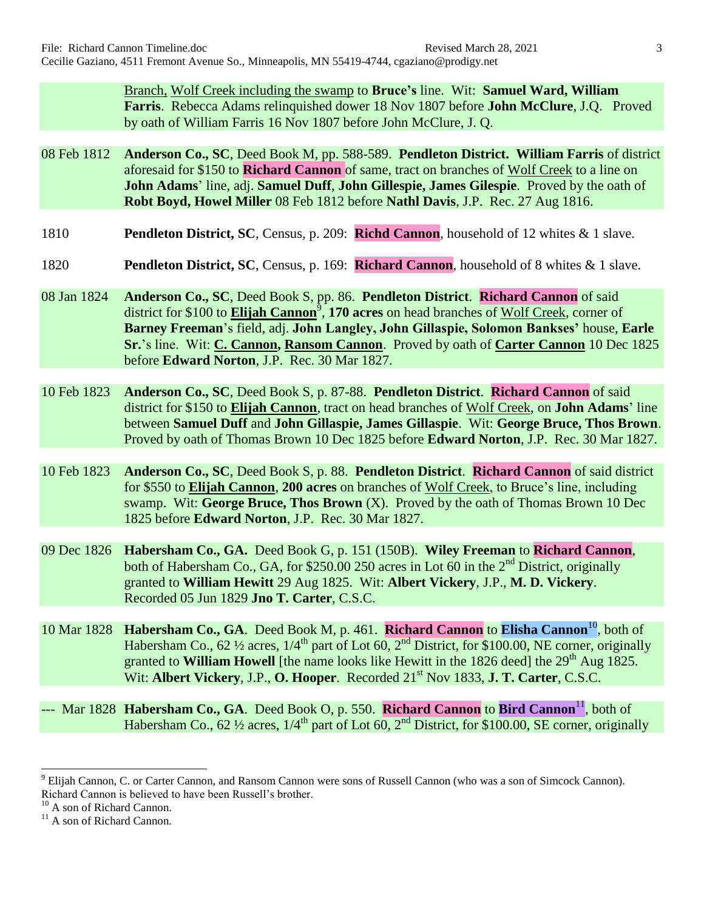Branch, Wolf Creek including the swamp to **Bruce's** line. Wit: **Samuel Ward, William Farris**. Rebecca Adams relinquished dower 18 Nov 1807 before **John McClure**, J.Q. Proved by oath of William Farris 16 Nov 1807 before John McClure, J. Q.

08 Feb 1812 — **Anderson Co., SC**, Deed Book M, pp. 588-589. **Pendleton District. William Farris** of district aforesaid for $150 to **Richard Cannon** of same, tract on branches of Wolf Creek to a line on **John Adams**' line, adj. **Samuel Duff**, **John Gillespie, James Gilespie**. Proved by the oath of **Robt Boyd, Howel Miller** 08 Feb 1812 before **Nathl Davis**, J.P. Rec. 27 Aug 1816.

1810 — **Pendleton District, SC**, Census, p. 209: **Richd Cannon**, household of 12 whites & 1 slave.

1820 — **Pendleton District, SC**, Census, p. 169: **Richard Cannon**, household of 8 whites & 1 slave.

08 Jan 1824 — **Anderson Co., SC**, Deed Book S, pp. 86. **Pendleton District**. **Richard Cannon** of said district for $100 to **Elijah Cannon**[9], **170 acres** on head branches of Wolf Creek, corner of **Barney Freeman**'s field, adj. **John Langley, John Gillaspie, Solomon Bankses'** house, **Earle Sr.**'s line. Wit: **C. Cannon, Ransom Cannon**. Proved by oath of **Carter Cannon** 10 Dec 1825 before **Edward Norton**, J.P. Rec. 30 Mar 1827.

10 Feb 1823 — **Anderson Co., SC**, Deed Book S, p. 87-88. **Pendleton District**. **Richard Cannon** of said district for $150 to **Elijah Cannon**, tract on head branches of Wolf Creek, on **John Adams**' line between **Samuel Duff** and **John Gillaspie, James Gillaspie**. Wit: **George Bruce, Thos Brown**. Proved by oath of Thomas Brown 10 Dec 1825 before **Edward Norton**, J.P. Rec. 30 Mar 1827.

10 Feb 1823 — **Anderson Co., SC**, Deed Book S, p. 88. **Pendleton District**. **Richard Cannon** of said district for $550 to **Elijah Cannon**, **200 acres** on branches of Wolf Creek, to Bruce's line, including swamp. Wit: **George Bruce, Thos Brown** (X). Proved by the oath of Thomas Brown 10 Dec 1825 before **Edward Norton**, J.P. Rec. 30 Mar 1827.

09 Dec 1826 — **Habersham Co., GA.** Deed Book G, p. 151 (150B). **Wiley Freeman** to **Richard Cannon**, both of Habersham Co., GA, for $250.00 250 acres in Lot 60 in the 2nd District, originally granted to **William Hewitt** 29 Aug 1825. Wit: **Albert Vickery**, J.P., **M. D. Vickery**. Recorded 05 Jun 1829 **Jno T. Carter**, C.S.C.

10 Mar 1828 — **Habersham Co., GA**. Deed Book M, p. 461. **Richard Cannon** to **Elisha Cannon**[10], both of Habersham Co., 62 ½ acres, 1/4th part of Lot 60, 2nd District, for $100.00, NE corner, originally granted to **William Howell** [the name looks like Hewitt in the 1826 deed] the 29th Aug 1825. Wit: **Albert Vickery**, J.P., **O. Hooper**. Recorded 21st Nov 1833, **J. T. Carter**, C.S.C.

--- Mar 1828 — **Habersham Co., GA**. Deed Book O, p. 550. **Richard Cannon** to **Bird Cannon**[11], both of Habersham Co., 62 ½ acres, 1/4th part of Lot 60, 2nd District, for $100.00, SE corner, originally

---

[9] Elijah Cannon, C. or Carter Cannon, and Ransom Cannon were sons of Russell Cannon (who was a son of Simcock Cannon). Richard Cannon is believed to have been Russell's brother.

[10] A son of Richard Cannon.

[11] A son of Richard Cannon.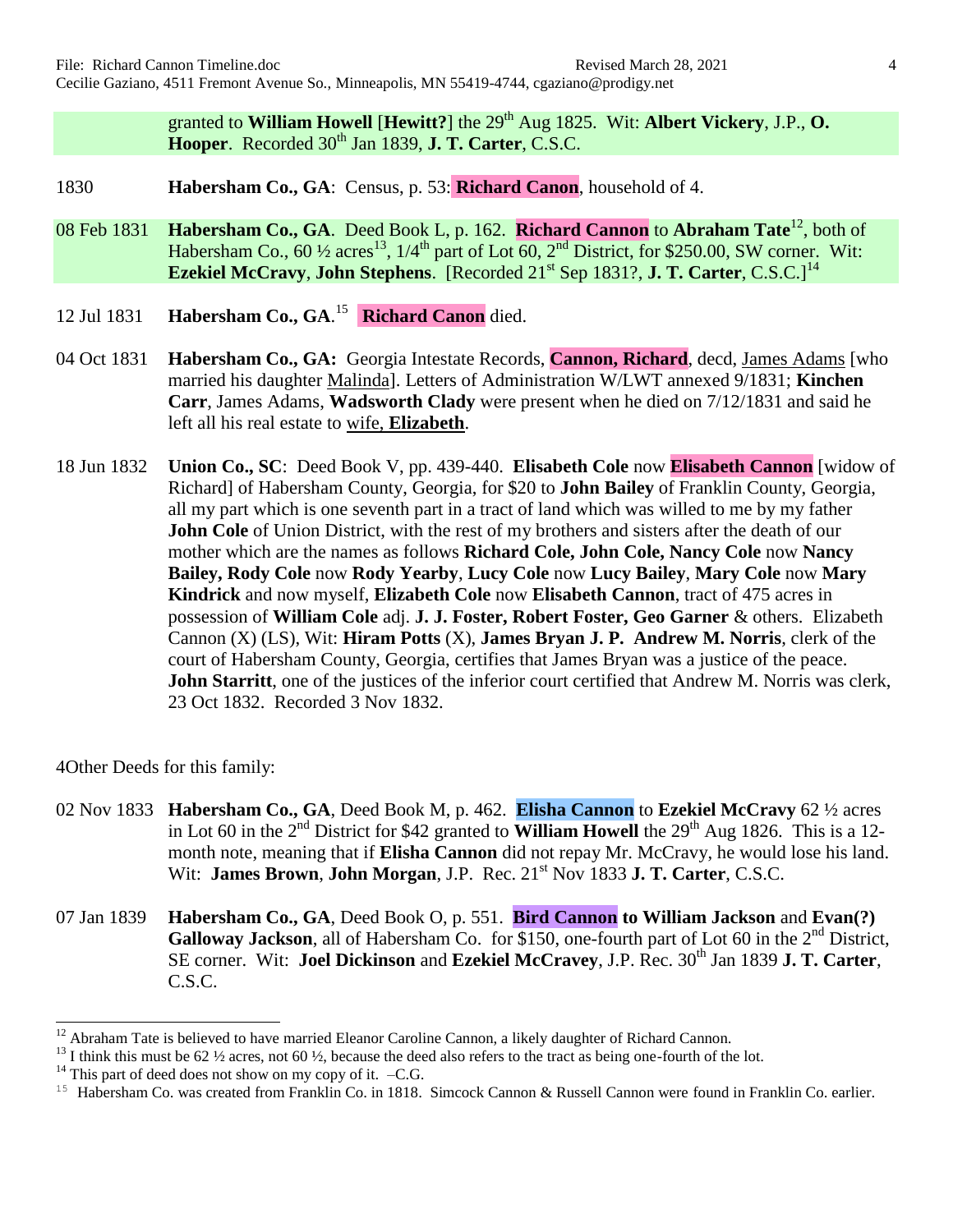granted to **William Howell** [**Hewitt?**] the 29th Aug 1825. Wit: **Albert Vickery**, J.P., **O. Hooper**. Recorded 30th Jan 1839, **J. T. Carter**, C.S.C.

1830 **Habersham Co., GA**: Census, p. 53: **Richard Canon**, household of 4.

08 Feb 1831 **Habersham Co., GA**. Deed Book L, p. 162. **Richard Cannon** to **Abraham Tate**[12], both of Habersham Co., 60 ½ acres[13], 1/4th part of Lot 60, 2nd District, for $250.00, SW corner. Wit: **Ezekiel McCravy**, **John Stephens**. [Recorded 21st Sep 1831?, **J. T. Carter**, C.S.C.][14]

12 Jul 1831 **Habersham Co., GA**.[15] **Richard Canon** died.

04 Oct 1831 **Habersham Co., GA:** Georgia Intestate Records, **Cannon, Richard**, decd, James Adams [who married his daughter Malinda]. Letters of Administration W/LWT annexed 9/1831; **Kinchen Carr**, James Adams, **Wadsworth Clady** were present when he died on 7/12/1831 and said he left all his real estate to wife, **Elizabeth**.

18 Jun 1832 **Union Co., SC**: Deed Book V, pp. 439-440. **Elisabeth Cole** now **Elisabeth Cannon** [widow of Richard] of Habersham County, Georgia, for $20 to **John Bailey** of Franklin County, Georgia, all my part which is one seventh part in a tract of land which was willed to me by my father **John Cole** of Union District, with the rest of my brothers and sisters after the death of our mother which are the names as follows **Richard Cole, John Cole, Nancy Cole** now **Nancy Bailey, Rody Cole** now **Rody Yearby**, **Lucy Cole** now **Lucy Bailey**, **Mary Cole** now **Mary Kindrick** and now myself, **Elizabeth Cole** now **Elisabeth Cannon**, tract of 475 acres in possession of **William Cole** adj. **J. J. Foster, Robert Foster, Geo Garner** & others. Elizabeth Cannon (X) (LS), Wit: **Hiram Potts** (X), **James Bryan J. P. Andrew M. Norris**, clerk of the court of Habersham County, Georgia, certifies that James Bryan was a justice of the peace. **John Starritt**, one of the justices of the inferior court certified that Andrew M. Norris was clerk, 23 Oct 1832. Recorded 3 Nov 1832.

4Other Deeds for this family:

02 Nov 1833 **Habersham Co., GA**, Deed Book M, p. 462. **Elisha Cannon** to **Ezekiel McCravy** 62 ½ acres in Lot 60 in the 2nd District for $42 granted to **William Howell** the 29th Aug 1826. This is a 12-month note, meaning that if **Elisha Cannon** did not repay Mr. McCravy, he would lose his land. Wit: **James Brown**, **John Morgan**, J.P. Rec. 21st Nov 1833 **J. T. Carter**, C.S.C.

07 Jan 1839 **Habersham Co., GA**, Deed Book O, p. 551. **Bird Cannon to William Jackson** and **Evan(?) Galloway Jackson**, all of Habersham Co. for $150, one-fourth part of Lot 60 in the 2nd District, SE corner. Wit: **Joel Dickinson** and **Ezekiel McCravey**, J.P. Rec. 30th Jan 1839 **J. T. Carter**, C.S.C.

---

[12] Abraham Tate is believed to have married Eleanor Caroline Cannon, a likely daughter of Richard Cannon.

[13] I think this must be 62 ½ acres, not 60 ½, because the deed also refers to the tract as being one-fourth of the lot.

[14] This part of deed does not show on my copy of it. –C.G.

[15] Habersham Co. was created from Franklin Co. in 1818. Simcock Cannon & Russell Cannon were found in Franklin Co. earlier.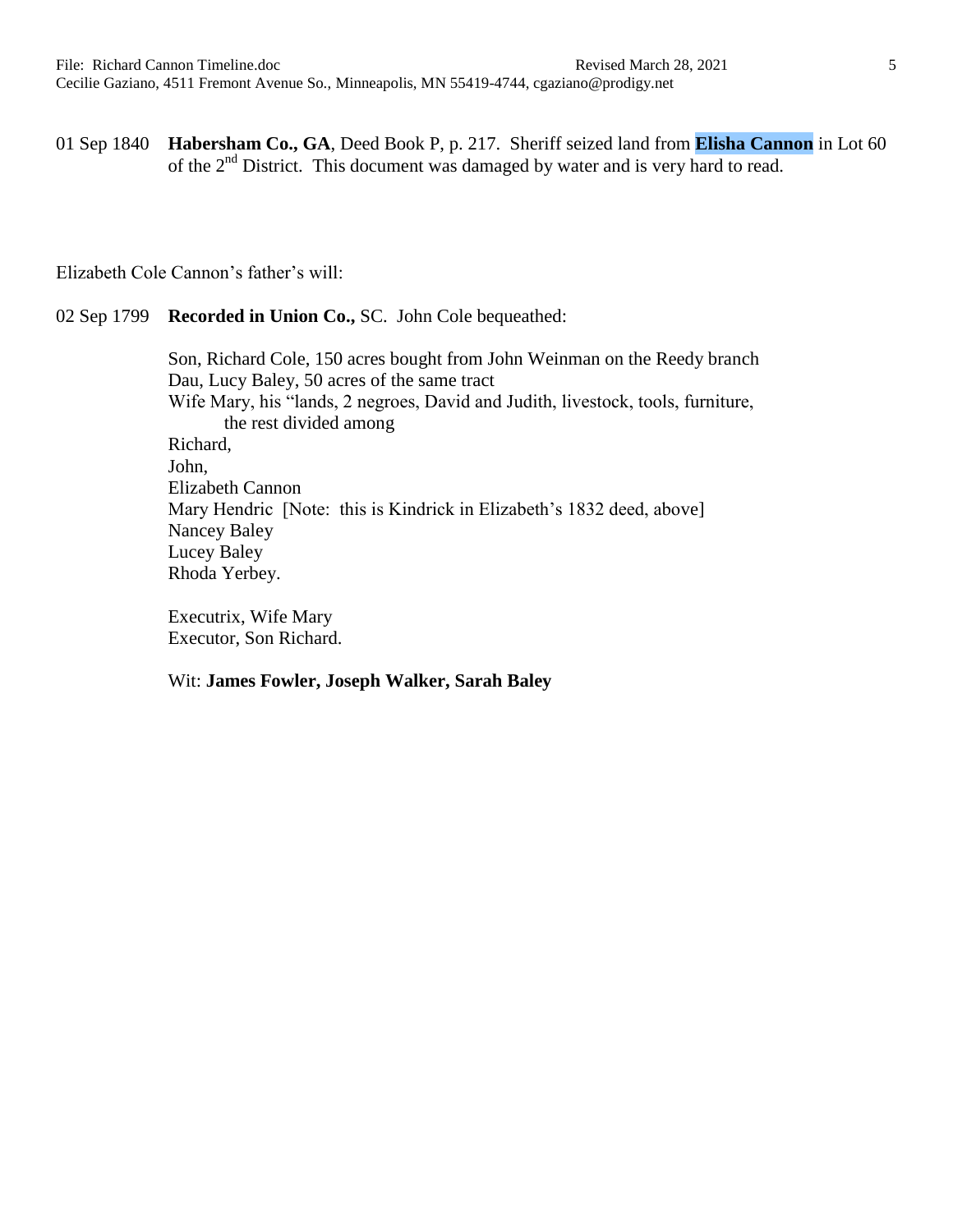01 Sep 1840 **Habersham Co., GA**, Deed Book P, p. 217. Sheriff seized land from **Elisha Cannon** in Lot 60 of the 2nd District. This document was damaged by water and is very hard to read.

Elizabeth Cole Cannon's father's will:

02 Sep 1799 **Recorded in Union Co.,** SC. John Cole bequeathed:

Son, Richard Cole, 150 acres bought from John Weinman on the Reedy branch
Dau, Lucy Baley, 50 acres of the same tract
Wife Mary, his "lands, 2 negroes, David and Judith, livestock, tools, furniture,
the rest divided among
Richard,
John,
Elizabeth Cannon
Mary Hendric [Note: this is Kindrick in Elizabeth's 1832 deed, above]
Nancey Baley
Lucey Baley
Rhoda Yerbey.

Executrix, Wife Mary
Executor, Son Richard.

Wit: **James Fowler, Joseph Walker, Sarah Baley**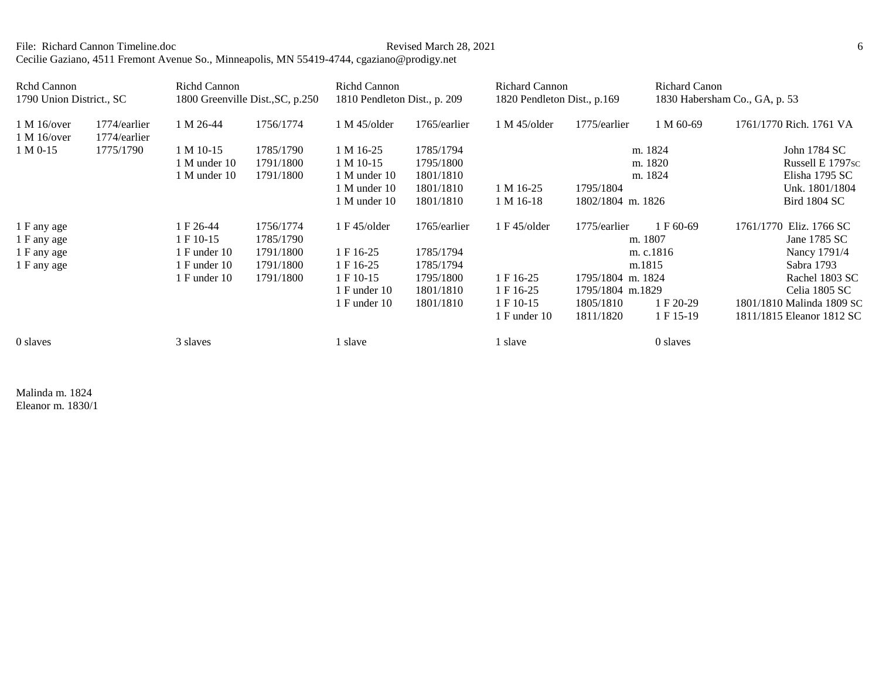| Rchd Cannon 1790 Union District., SC | | Richd Cannon 1800 Greenville Dist.,SC, p.250 | | Richd Cannon 1810 Pendleton Dist., p. 209 | | Richard Cannon 1820 Pendleton Dist., p.169 | | Richard Canon 1830 Habersham Co., GA, p. 53 | |
|---|---|---|---|---|---|---|---|---|---|
| 1 M 16/over | 1774/earlier | 1 M 26-44 | 1756/1774 | 1 M 45/older | 1765/earlier | 1 M 45/older | 1775/earlier | 1 M 60-69 | 1761/1770 Rich. 1761 VA |
| 1 M 16/over | 1774/earlier | | | | | | | | |
| 1 M 0-15 | 1775/1790 | 1 M 10-15 | 1785/1790 | 1 M 16-25 | 1785/1794 | | | m. 1824 | John 1784 SC |
| | | 1 M under 10 | 1791/1800 | 1 M 10-15 | 1795/1800 | | | m. 1820 | Russell E 1797SC |
| | | 1 M under 10 | 1791/1800 | 1 M under 10 | 1801/1810 | | | m. 1824 | Elisha 1795 SC |
| | | | | 1 M under 10 | 1801/1810 | 1 M 16-25 | 1795/1804 | | Unk. 1801/1804 |
| | | | | 1 M under 10 | 1801/1810 | 1 M 16-18 | 1802/1804 m. 1826 | | Bird 1804 SC |
| 1 F any age | | 1 F 26-44 | 1756/1774 | 1 F 45/older | 1765/earlier | 1 F 45/older | 1775/earlier | 1 F 60-69 | 1761/1770 Eliz. 1766 SC |
| 1 F any age | | 1 F 10-15 | 1785/1790 | | | | | m. 1807 | Jane 1785 SC |
| 1 F any age | | 1 F under 10 | 1791/1800 | 1 F 16-25 | 1785/1794 | | | m. c.1816 | Nancy 1791/4 |
| 1 F any age | | 1 F under 10 | 1791/1800 | 1 F 16-25 | 1785/1794 | | | m.1815 | Sabra 1793 |
| | | 1 F under 10 | 1791/1800 | 1 F 10-15 | 1795/1800 | 1 F 16-25 | 1795/1804 m. 1824 | | Rachel 1803 SC |
| | | | | 1 F under 10 | 1801/1810 | 1 F 16-25 | 1795/1804 m.1829 | | Celia 1805 SC |
| | | | | 1 F under 10 | 1801/1810 | 1 F 10-15 | 1805/1810 | 1 F 20-29 | 1801/1810 Malinda 1809 SC |
| | | | | | | 1 F under 10 | 1811/1820 | 1 F 15-19 | 1811/1815 Eleanor 1812 SC |
| 0 slaves | | 3 slaves | | 1 slave | | 1 slave | | 0 slaves | |

Malinda m. 1824
Eleanor m. 1830/1